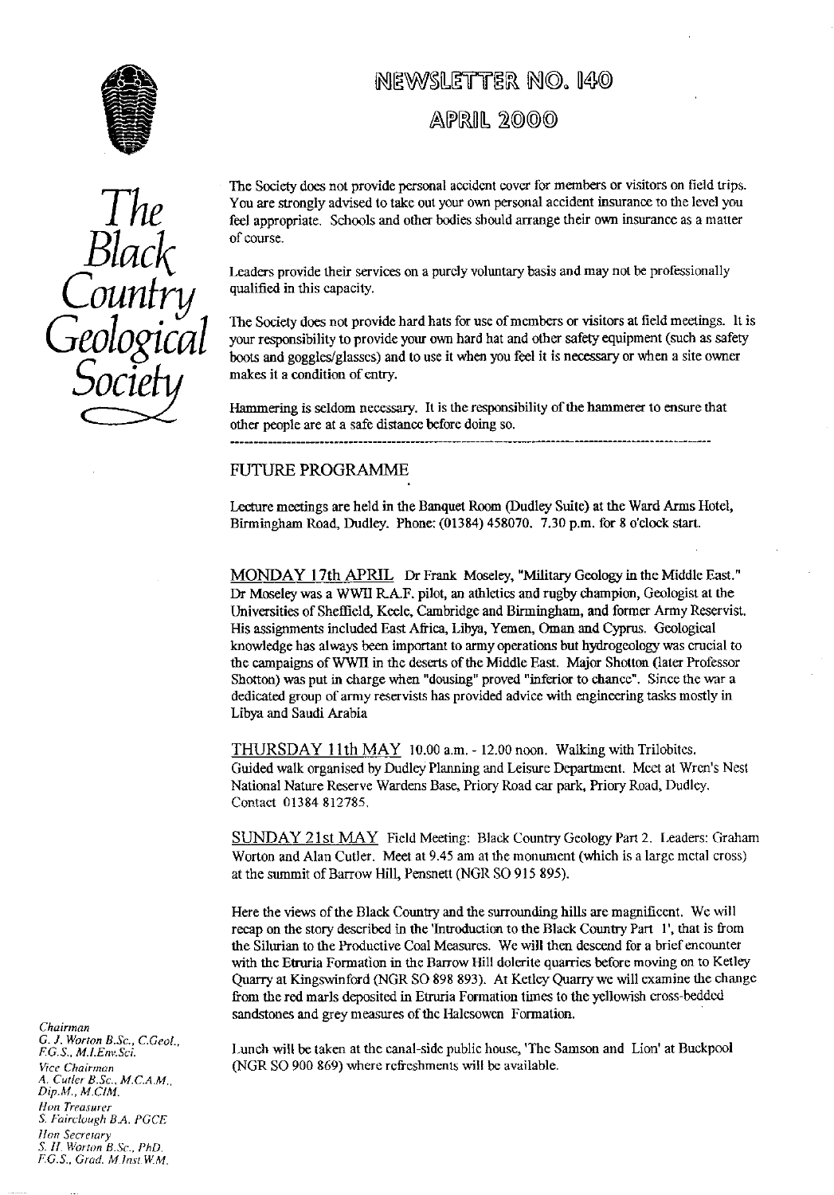# NEWSLETTER NO. 140

## APRIL 2000

*The Black Country Geological Society*

The Society does not provide personal accident cover for members or visitors on field trips. You are strongly advised to take out your own personal accident insurance to the level you feel appropriate. Schools and other bodies should arrange their own insurance as a matter of course.

Leaders provide their services on a purely voluntary basis and may not be professionally qualified in this capacity.

The Society does not provide hard hats for use of members or visitors at field meetings. It is your responsibility to provide your own hard hat and other safety equipment (such as safety boots and goggles/glasses) and to use it when you feel it is necessary or when a site owner makes it a condition of entry.

Hammering is seldom necessary. It is the responsibility of the hammerer to ensure that other people are at a safe distance before doing so.

---

## FUTURE PROGRAMME

Lecture meetings are held in the Banquet Room (Dudley Suite) at the Ward Arms Hotel, Birmingham Road, Dudley. Phone: (01384) 458070. 7.30 p.m. for 8 o'clock start.

MONDAY 17th APRIL Dr Frank Moseley, "Military Geology in the Middle East." Dr Moseley was a WWII R.A.F. pilot, an athletics and rugby champion, Geologist at the Universities of Sheffield, Keele, Cambridge and Birmingham, and former Army Reservist. His assignments included East Africa, Libya, Yemen, Oman and Cyprus. Geological knowledge has always been important to army operations but hydrogeology was crucial to the campaigns of WWII in the deserts of the Middle East. Major Shotton (later Professor Shotton) was put in charge when "dousing" proved "inferior to chance". Since the war a dedicated group of army reservists has provided advice with engineering tasks mostly in Libya and Saudi Arabia

THURSDAY 11th MAY 10.00 a.m. - 12.00 noon. Walking with Trilobites. Guided walk organised by Dudley Planning and Leisure Department. Meet at Wren's Nest National Nature Reserve Wardens Base, Priory Road car park, Priory Road, Dudley. Contact 01384 812785.

SUNDAY 21st MAY Field Meeting: Black Country Geology Part 2. Leaders: Graham Worton and Alan Cutler. Meet at 9.45 am at the monument (which is a large metal cross) at the summit of Barrow Hill, Pensnett (NGR SO 915 895).

Here the views of the Black Country and the surrounding hills are magnificent. We will recap on the story described in the 'Introduction to the Black Country Part 1', that is from the Silurian to the Productive Coal Measures. We will then descend for a brief encounter with the Etruria Formation in the Barrow Hill dolerite quarries before moving on to Ketley Quarry at Kingswinford (NGR SO 898 893). At Ketley Quarry we will examine the change from the red marls deposited in Etruria Formation times to the yellowish cross-bedded sandstones and grey measures of the Halesowen Formation.

Lunch will be taken at the canal-side public house, 'The Samson and Lion' at Buckpool (NGR SO 900 869) where refreshments will be available.

*Chairman*
G. J. Worton B.Sc., C.Geol., F.G.S., M.I.Env.Sci.
*Vice Chairman*
A. Cutler B.Sc., M.C.A.M., Dip.M., M.CIM.
*Hon Treasurer*
S. Fairclough B.A. PGCE
*Hon Secretary*
S. H. Worton B.Sc., PhD, F.G.S., Grad. M.Inst.W.M.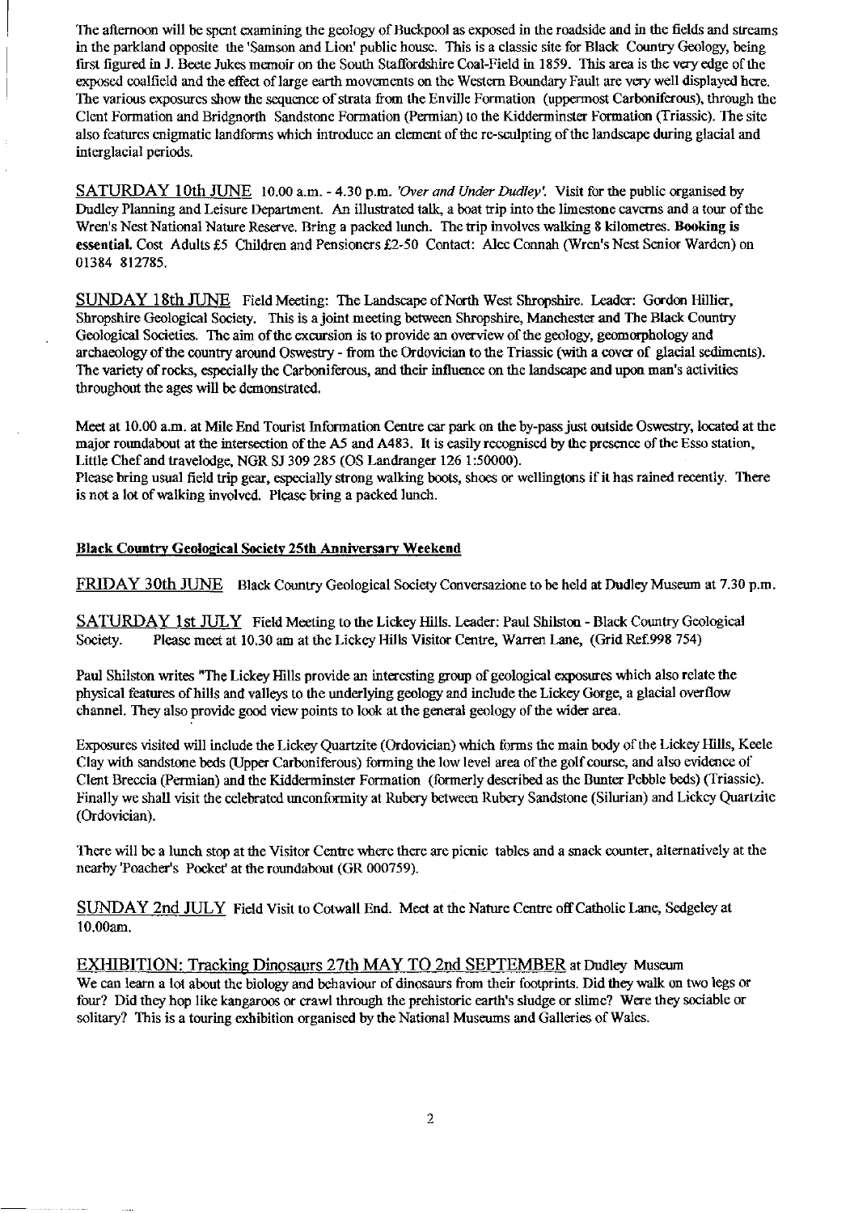The afternoon will be spent examining the geology of Buckpool as exposed in the roadside and in the fields and streams in the parkland opposite the 'Samson and Lion' public house. This is a classic site for Black Country Geology, being first figured in J. Beete Jukes memoir on the South Staffordshire Coal-Field in 1859. This area is the very edge of the exposed coalfield and the effect of large earth movements on the Western Boundary Fault are very well displayed here. The various exposures show the sequence of strata from the Enville Formation (uppermost Carboniferous), through the Clent Formation and Bridgnorth Sandstone Formation (Permian) to the Kidderminster Formation (Triassic). The site also features enigmatic landforms which introduce an element of the re-sculpting of the landscape during glacial and interglacial periods.

SATURDAY 10th JUNE 10.00 a.m. - 4.30 p.m. *'Over and Under Dudley'.* Visit for the public organised by Dudley Planning and Leisure Department. An illustrated talk, a boat trip into the limestone caverns and a tour of the Wren's Nest National Nature Reserve. Bring a packed lunch. The trip involves walking 8 kilometres. **Booking is essential.** Cost Adults £5 Children and Pensioners £2-50 Contact: Alec Connah (Wren's Nest Senior Warden) on 01384 812785.

SUNDAY 18th JUNE Field Meeting: The Landscape of North West Shropshire. Leader: Gordon Hillier, Shropshire Geological Society. This is a joint meeting between Shropshire, Manchester and The Black Country Geological Societies. The aim of the excursion is to provide an overview of the geology, geomorphology and archaeology of the country around Oswestry - from the Ordovician to the Triassic (with a cover of glacial sediments). The variety of rocks, especially the Carboniferous, and their influence on the landscape and upon man's activities throughout the ages will be demonstrated.

Meet at 10.00 a.m. at Mile End Tourist Information Centre car park on the by-pass just outside Oswestry, located at the major roundabout at the intersection of the A5 and A483. It is easily recognised by the presence of the Esso station, Little Chef and travelodge, NGR SJ 309 285 (OS Landranger 126 1:50000).
Please bring usual field trip gear, especially strong walking boots, shoes or wellingtons if it has rained recently. There is not a lot of walking involved. Please bring a packed lunch.

**Black Country Geological Society 25th Anniversary Weekend**

FRIDAY 30th JUNE Black Country Geological Society Conversazione to be held at Dudley Museum at 7.30 p.m.

SATURDAY 1st JULY Field Meeting to the Lickey Hills. Leader: Paul Shilston - Black Country Geological Society. Please meet at 10.30 am at the Lickey Hills Visitor Centre, Warren Lane, (Grid Ref.998 754)

Paul Shilston writes "The Lickey Hills provide an interesting group of geological exposures which also relate the physical features of hills and valleys to the underlying geology and include the Lickey Gorge, a glacial overflow channel. They also provide good view points to look at the general geology of the wider area.

Exposures visited will include the Lickey Quartzite (Ordovician) which forms the main body of the Lickey Hills, Keele Clay with sandstone beds (Upper Carboniferous) forming the low level area of the golf course, and also evidence of Clent Breccia (Permian) and the Kidderminster Formation (formerly described as the Bunter Pebble beds) (Triassic). Finally we shall visit the celebrated unconformity at Rubery between Rubery Sandstone (Silurian) and Lickey Quartzite (Ordovician).

There will be a lunch stop at the Visitor Centre where there are picnic tables and a snack counter, alternatively at the nearby 'Poacher's Pocket' at the roundabout (GR 000759).

SUNDAY 2nd JULY Field Visit to Cotwall End. Meet at the Nature Centre off Catholic Lane, Sedgeley at 10.00am.

EXHIBITION: Tracking Dinosaurs 27th MAY TO 2nd SEPTEMBER at Dudley Museum
We can learn a lot about the biology and behaviour of dinosaurs from their footprints. Did they walk on two legs or four? Did they hop like kangaroos or crawl through the prehistoric earth's sludge or slime? Were they sociable or solitary? This is a touring exhibition organised by the National Museums and Galleries of Wales.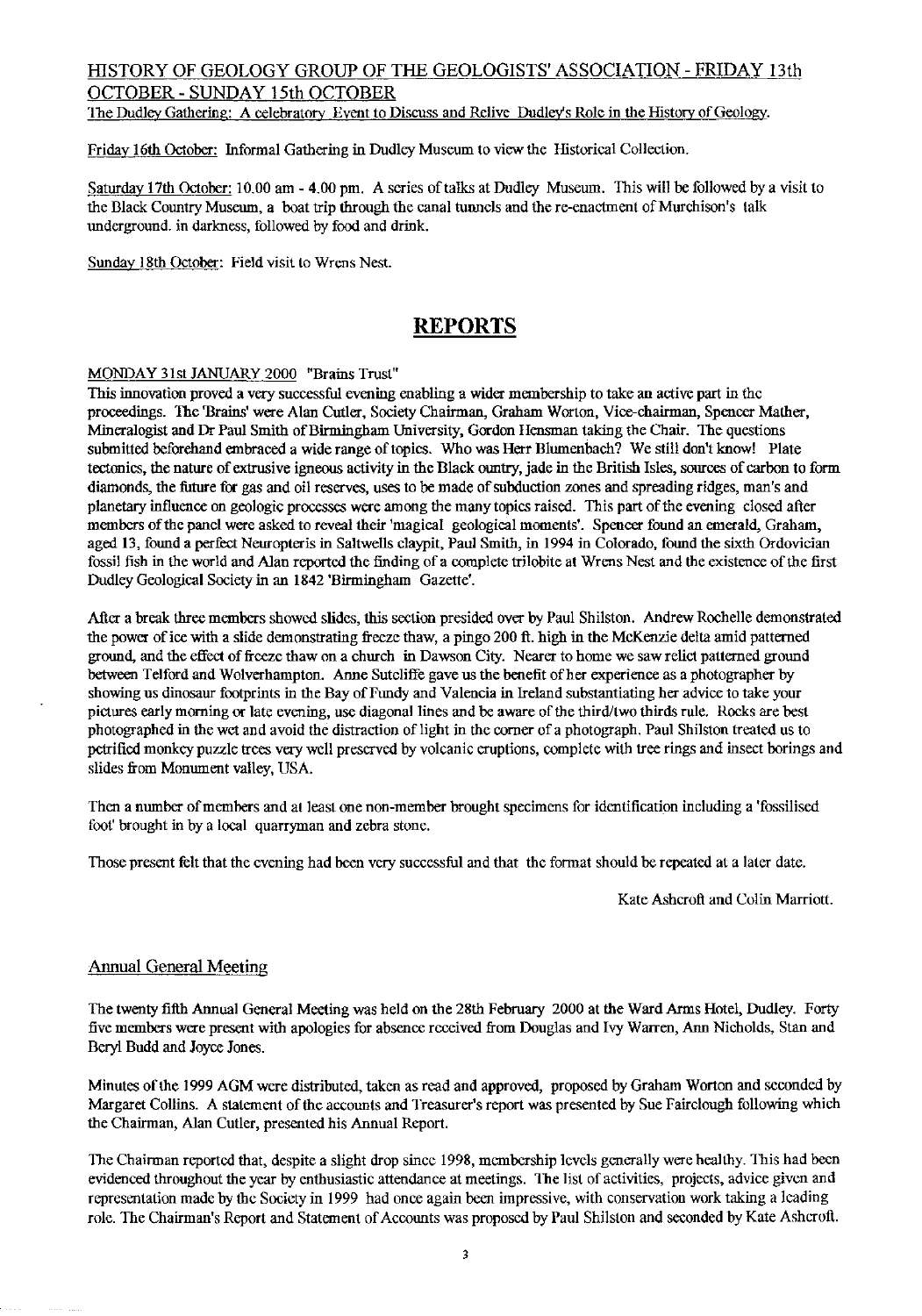HISTORY OF GEOLOGY GROUP OF THE GEOLOGISTS' ASSOCIATION - FRIDAY 13th OCTOBER - SUNDAY 15th OCTOBER

The Dudley Gathering: A celebratory Event to Discuss and Relive Dudley's Role in the History of Geology.

Friday 16th October: Informal Gathering in Dudley Museum to view the Historical Collection.

Saturday 17th October: 10.00 am - 4.00 pm. A series of talks at Dudley Museum. This will be followed by a visit to the Black Country Museum, a boat trip through the canal tunnels and the re-enactment of Murchison's talk underground. in darkness, followed by food and drink.

Sunday 18th October: Field visit to Wrens Nest.

# REPORTS

MONDAY 31st JANUARY 2000 "Brains Trust"

This innovation proved a very successful evening enabling a wider membership to take an active part in the proceedings. The 'Brains' were Alan Cutler, Society Chairman, Graham Worton, Vice-chairman, Spencer Mather, Mineralogist and Dr Paul Smith of Birmingham University, Gordon Hensman taking the Chair. The questions submitted beforehand embraced a wide range of topics. Who was Herr Blumenbach? We still don't know! Plate tectonics, the nature of extrusive igneous activity in the Black ountry, jade in the British Isles, sources of carbon to form diamonds, the future for gas and oil reserves, uses to be made of subduction zones and spreading ridges, man's and planetary influence on geologic processes were among the many topics raised. This part of the evening closed after members of the panel were asked to reveal their 'magical geological moments'. Spencer found an emerald, Graham, aged 13, found a perfect Neuropteris in Saltwells claypit, Paul Smith, in 1994 in Colorado, found the sixth Ordovician fossil fish in the world and Alan reported the finding of a complete trilobite at Wrens Nest and the existence of the first Dudley Geological Society in an 1842 'Birmingham Gazette'.

After a break three members showed slides, this section presided over by Paul Shilston. Andrew Rochelle demonstrated the power of ice with a slide demonstrating freeze thaw, a pingo 200 ft. high in the McKenzie delta amid patterned ground, and the effect of freeze thaw on a church in Dawson City. Nearer to home we saw relict patterned ground between Telford and Wolverhampton. Anne Sutcliffe gave us the benefit of her experience as a photographer by showing us dinosaur footprints in the Bay of Fundy and Valencia in Ireland substantiating her advice to take your pictures early morning or late evening, use diagonal lines and be aware of the third/two thirds rule. Rocks are best photographed in the wet and avoid the distraction of light in the corner of a photograph. Paul Shilston treated us to petrified monkey puzzle trees very well preserved by volcanic eruptions, complete with tree rings and insect borings and slides from Monument valley, USA.

Then a number of members and at least one non-member brought specimens for identification including a 'fossilised foot' brought in by a local quarryman and zebra stone.

Those present felt that the evening had been very successful and that the format should be repeated at a later date.

Kate Ashcroft and Colin Marriott.

## Annual General Meeting

The twenty fifth Annual General Meeting was held on the 28th February 2000 at the Ward Arms Hotel, Dudley. Forty five members were present with apologies for absence received from Douglas and Ivy Warren, Ann Nicholds, Stan and Beryl Budd and Joyce Jones.

Minutes of the 1999 AGM were distributed, taken as read and approved, proposed by Graham Worton and seconded by Margaret Collins. A statement of the accounts and Treasurer's report was presented by Sue Fairclough following which the Chairman, Alan Cutler, presented his Annual Report.

The Chairman reported that, despite a slight drop since 1998, membership levels generally were healthy. This had been evidenced throughout the year by enthusiastic attendance at meetings. The list of activities, projects, advice given and representation made by the Society in 1999 had once again been impressive, with conservation work taking a leading role. The Chairman's Report and Statement of Accounts was proposed by Paul Shilston and seconded by Kate Ashcroft.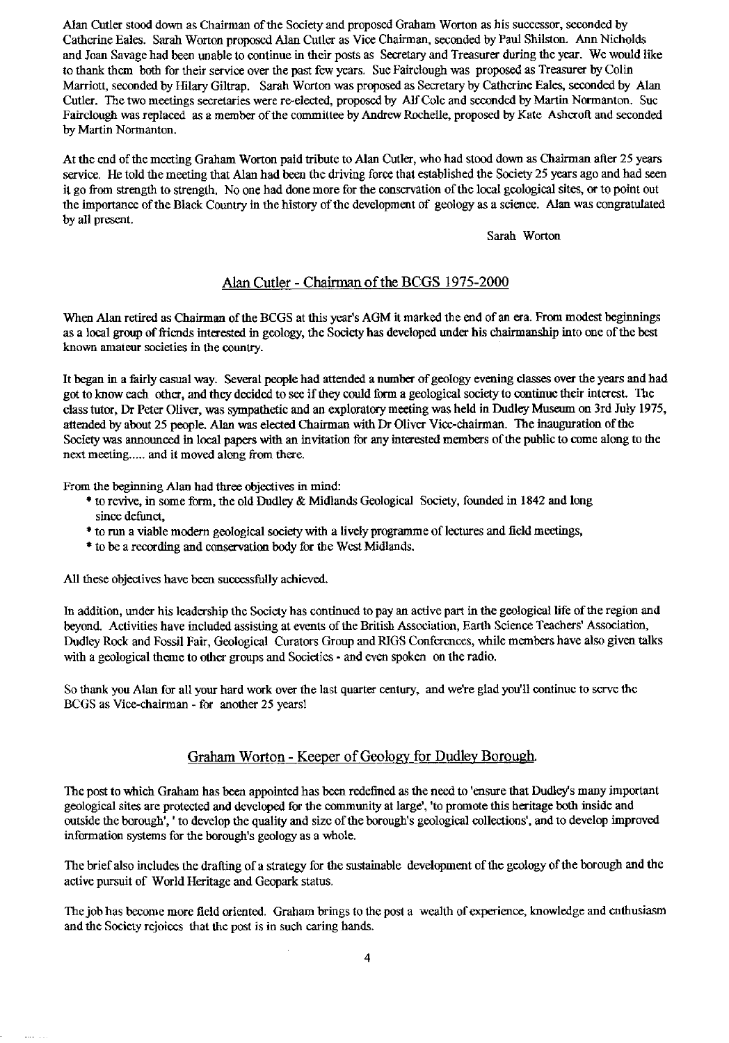Alan Cutler stood down as Chairman of the Society and proposed Graham Worton as his successor, seconded by Catherine Eales. Sarah Worton proposed Alan Cutler as Vice Chairman, seconded by Paul Shilston. Ann Nicholds and Joan Savage had been unable to continue in their posts as Secretary and Treasurer during the year. We would like to thank them both for their service over the past few years. Sue Fairclough was proposed as Treasurer by Colin Marriott, seconded by Hilary Giltrap. Sarah Worton was proposed as Secretary by Catherine Eales, seconded by Alan Cutler. The two meetings secretaries were re-elected, proposed by Alf Cole and seconded by Martin Normanton. Sue Fairclough was replaced as a member of the committee by Andrew Rochelle, proposed by Kate Ashcroft and seconded by Martin Normanton.

At the end of the meeting Graham Worton paid tribute to Alan Cutler, who had stood down as Chairman after 25 years service. He told the meeting that Alan had been the driving force that established the Society 25 years ago and had seen it go from strength to strength. No one had done more for the conservation of the local geological sites, or to point out the importance of the Black Country in the history of the development of geology as a science. Alan was congratulated by all present.

Sarah Worton

## Alan Cutler - Chairman of the BCGS 1975-2000

When Alan retired as Chairman of the BCGS at this year's AGM it marked the end of an era. From modest beginnings as a local group of friends interested in geology, the Society has developed under his chairmanship into one of the best known amateur societies in the country.

It began in a fairly casual way. Several people had attended a number of geology evening classes over the years and had got to know each other, and they decided to see if they could form a geological society to continue their interest. The class tutor, Dr Peter Oliver, was sympathetic and an exploratory meeting was held in Dudley Museum on 3rd July 1975, attended by about 25 people. Alan was elected Chairman with Dr Oliver Vice-chairman. The inauguration of the Society was announced in local papers with an invitation for any interested members of the public to come along to the next meeting..... and it moved along from there.

From the beginning Alan had three objectives in mind:

* to revive, in some form, the old Dudley & Midlands Geological Society, founded in 1842 and long since defunct,
* to run a viable modern geological society with a lively programme of lectures and field meetings,
* to be a recording and conservation body for the West Midlands.

All these objectives have been successfully achieved.

In addition, under his leadership the Society has continued to pay an active part in the geological life of the region and beyond. Activities have included assisting at events of the British Association, Earth Science Teachers' Association, Dudley Rock and Fossil Fair, Geological Curators Group and RIGS Conferences, while members have also given talks with a geological theme to other groups and Societies - and even spoken on the radio.

So thank you Alan for all your hard work over the last quarter century, and we're glad you'll continue to serve the BCGS as Vice-chairman - for another 25 years!

## Graham Worton - Keeper of Geology for Dudley Borough.

The post to which Graham has been appointed has been redefined as the need to 'ensure that Dudley's many important geological sites are protected and developed for the community at large', 'to promote this heritage both inside and outside the borough', ' to develop the quality and size of the borough's geological collections', and to develop improved information systems for the borough's geology as a whole.

The brief also includes the drafting of a strategy for the sustainable development of the geology of the borough and the active pursuit of World Heritage and Geopark status.

The job has become more field oriented. Graham brings to the post a wealth of experience, knowledge and enthusiasm and the Society rejoices that the post is in such caring hands.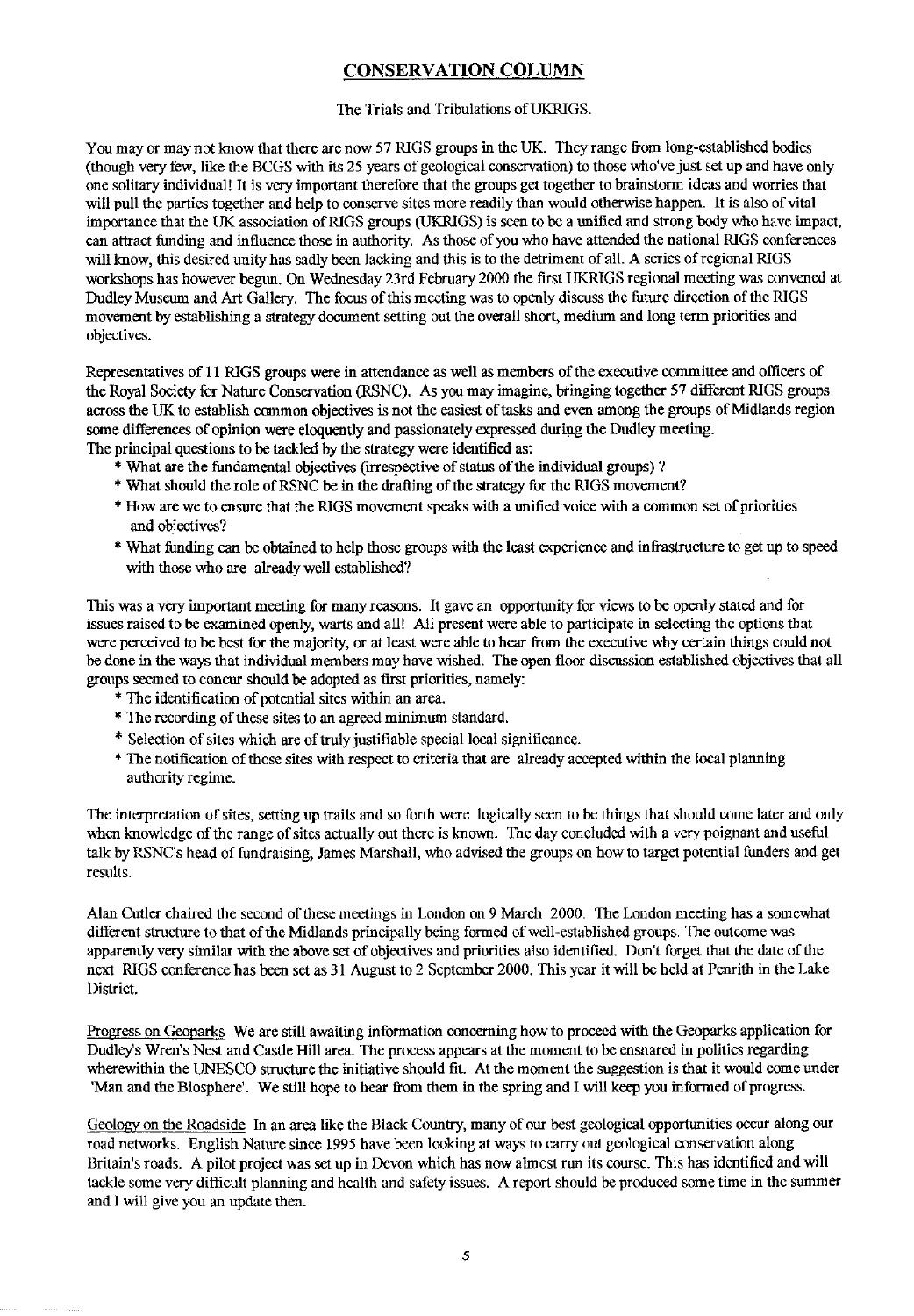## CONSERVATION COLUMN

The Trials and Tribulations of UKRIGS.

You may or may not know that there are now 57 RIGS groups in the UK. They range from long-established bodies (though very few, like the BCGS with its 25 years of geological conservation) to those who've just set up and have only one solitary individual! It is very important therefore that the groups get together to brainstorm ideas and worries that will pull the parties together and help to conserve sites more readily than would otherwise happen. It is also of vital importance that the UK association of RIGS groups (UKRIGS) is seen to be a unified and strong body who have impact, can attract funding and influence those in authority. As those of you who have attended the national RIGS conferences will know, this desired unity has sadly been lacking and this is to the detriment of all. A series of regional RIGS workshops has however begun. On Wednesday 23rd February 2000 the first UKRIGS regional meeting was convened at Dudley Museum and Art Gallery. The focus of this meeting was to openly discuss the future direction of the RIGS movement by establishing a strategy document setting out the overall short, medium and long term priorities and objectives.

Representatives of 11 RIGS groups were in attendance as well as members of the executive committee and officers of the Royal Society for Nature Conservation (RSNC). As you may imagine, bringing together 57 different RIGS groups across the UK to establish common objectives is not the easiest of tasks and even among the groups of Midlands region some differences of opinion were eloquently and passionately expressed during the Dudley meeting.
The principal questions to be tackled by the strategy were identified as:

* What are the fundamental objectives (irrespective of status of the individual groups) ?
* What should the role of RSNC be in the drafting of the strategy for the RIGS movement?
* How are we to ensure that the RIGS movement speaks with a unified voice with a common set of priorities and objectives?
* What funding can be obtained to help those groups with the least experience and infrastructure to get up to speed with those who are already well established?

This was a very important meeting for many reasons. It gave an opportunity for views to be openly stated and for issues raised to be examined openly, warts and all! All present were able to participate in selecting the options that were perceived to be best for the majority, or at least were able to hear from the executive why certain things could not be done in the ways that individual members may have wished. The open floor discussion established objectives that all groups seemed to concur should be adopted as first priorities, namely:

* The identification of potential sites within an area.
* The recording of these sites to an agreed minimum standard.
* Selection of sites which are of truly justifiable special local significance.
* The notification of those sites with respect to criteria that are already accepted within the local planning authority regime.

The interpretation of sites, setting up trails and so forth were logically seen to be things that should come later and only when knowledge of the range of sites actually out there is known. The day concluded with a very poignant and useful talk by RSNC's head of fundraising, James Marshall, who advised the groups on how to target potential funders and get results.

Alan Cutler chaired the second of these meetings in London on 9 March 2000. The London meeting has a somewhat different structure to that of the Midlands principally being formed of well-established groups. The outcome was apparently very similar with the above set of objectives and priorities also identified. Don't forget that the date of the next RIGS conference has been set as 31 August to 2 September 2000. This year it will be held at Penrith in the Lake District.

Progress on Geoparks We are still awaiting information concerning how to proceed with the Geoparks application for Dudley's Wren's Nest and Castle Hill area. The process appears at the moment to be ensnared in politics regarding wherewithin the UNESCO structure the initiative should fit. At the moment the suggestion is that it would come under 'Man and the Biosphere'. We still hope to hear from them in the spring and I will keep you informed of progress.

Geology on the Roadside In an area like the Black Country, many of our best geological opportunities occur along our road networks. English Nature since 1995 have been looking at ways to carry out geological conservation along Britain's roads. A pilot project was set up in Devon which has now almost run its course. This has identified and will tackle some very difficult planning and health and safety issues. A report should be produced some time in the summer and I will give you an update then.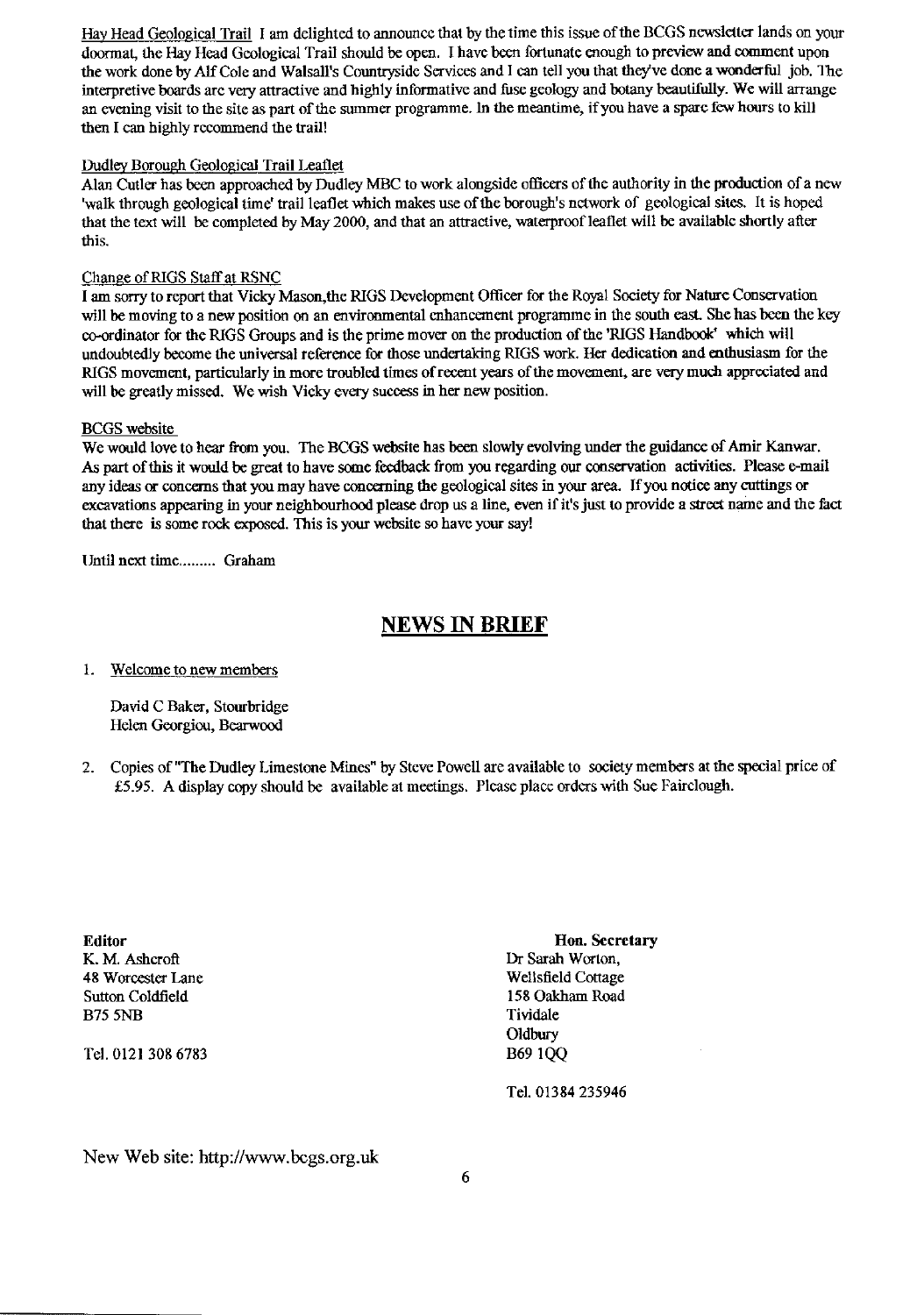Hay Head Geological Trail I am delighted to announce that by the time this issue of the BCGS newsletter lands on your doormat, the Hay Head Geological Trail should be open. I have been fortunate enough to preview and comment upon the work done by Alf Cole and Walsall's Countryside Services and I can tell you that they've done a wonderful job. The interpretive boards are very attractive and highly informative and fuse geology and botany beautifully. We will arrange an evening visit to the site as part of the summer programme. In the meantime, if you have a spare few hours to kill then I can highly recommend the trail!

Dudley Borough Geological Trail Leaflet
Alan Cutler has been approached by Dudley MBC to work alongside officers of the authority in the production of a new 'walk through geological time' trail leaflet which makes use of the borough's network of geological sites. It is hoped that the text will be completed by May 2000, and that an attractive, waterproof leaflet will be available shortly after this.

Change of RIGS Staff at RSNC
I am sorry to report that Vicky Mason, the RIGS Development Officer for the Royal Society for Nature Conservation will be moving to a new position on an environmental enhancement programme in the south east. She has been the key co-ordinator for the RIGS Groups and is the prime mover on the production of the 'RIGS Handbook' which will undoubtedly become the universal reference for those undertaking RIGS work. Her dedication and enthusiasm for the RIGS movement, particularly in more troubled times of recent years of the movement, are very much appreciated and will be greatly missed. We wish Vicky every success in her new position.

BCGS website
We would love to hear from you. The BCGS website has been slowly evolving under the guidance of Amir Kanwar. As part of this it would be great to have some feedback from you regarding our conservation activities. Please e-mail any ideas or concerns that you may have concerning the geological sites in your area. If you notice any cuttings or excavations appearing in your neighbourhood please drop us a line, even if it's just to provide a street name and the fact that there is some rock exposed. This is your website so have your say!

Until next time......... Graham

## NEWS IN BRIEF

1. Welcome to new members

   David C Baker, Stourbridge
   Helen Georgiou, Bearwood

2. Copies of "The Dudley Limestone Mines" by Steve Powell are available to society members at the special price of £5.95. A display copy should be available at meetings. Please place orders with Sue Fairclough.

**Editor**
K. M. Ashcroft
48 Worcester Lane
Sutton Coldfield
B75 5NB

Tel. 0121 308 6783

**Hon. Secretary**
Dr Sarah Worton,
Wellsfield Cottage
158 Oakham Road
Tividale
Oldbury
B69 1QQ

Tel. 01384 235946

New Web site: http://www.bcgs.org.uk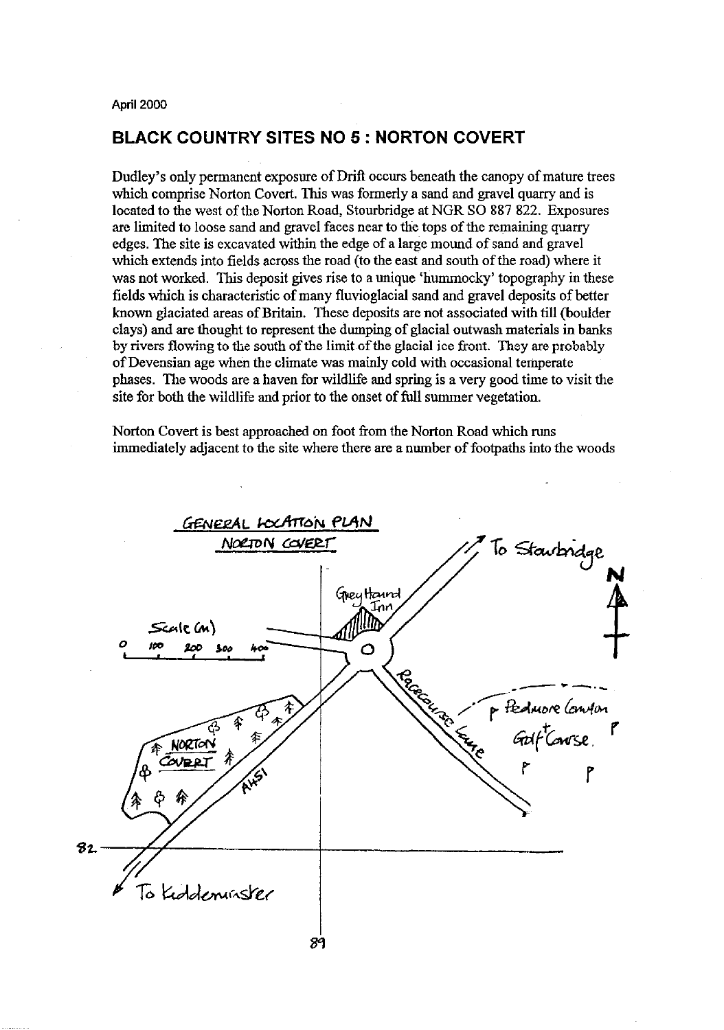April 2000

## BLACK COUNTRY SITES NO 5 : NORTON COVERT

Dudley's only permanent exposure of Drift occurs beneath the canopy of mature trees which comprise Norton Covert. This was formerly a sand and gravel quarry and is located to the west of the Norton Road, Stourbridge at NGR SO 887 822. Exposures are limited to loose sand and gravel faces near to the tops of the remaining quarry edges. The site is excavated within the edge of a large mound of sand and gravel which extends into fields across the road (to the east and south of the road) where it was not worked. This deposit gives rise to a unique 'hummocky' topography in these fields which is characteristic of many fluvioglacial sand and gravel deposits of better known glaciated areas of Britain. These deposits are not associated with till (boulder clays) and are thought to represent the dumping of glacial outwash materials in banks by rivers flowing to the south of the limit of the glacial ice front. They are probably of Devensian age when the climate was mainly cold with occasional temperate phases. The woods are a haven for wildlife and spring is a very good time to visit the site for both the wildlife and prior to the onset of full summer vegetation.

Norton Covert is best approached on foot from the Norton Road which runs immediately adjacent to the site where there are a number of footpaths into the woods

GENERAL LOCATION PLAN
NORTON COVERT

Scale (m)
0 100 200 300 400

N

To Stourbridge

Grey Hound Inn

Racecourse Lane

Pedmore Common Golf Course

NORTON COVERT

A451

To Kidderminster

82

89